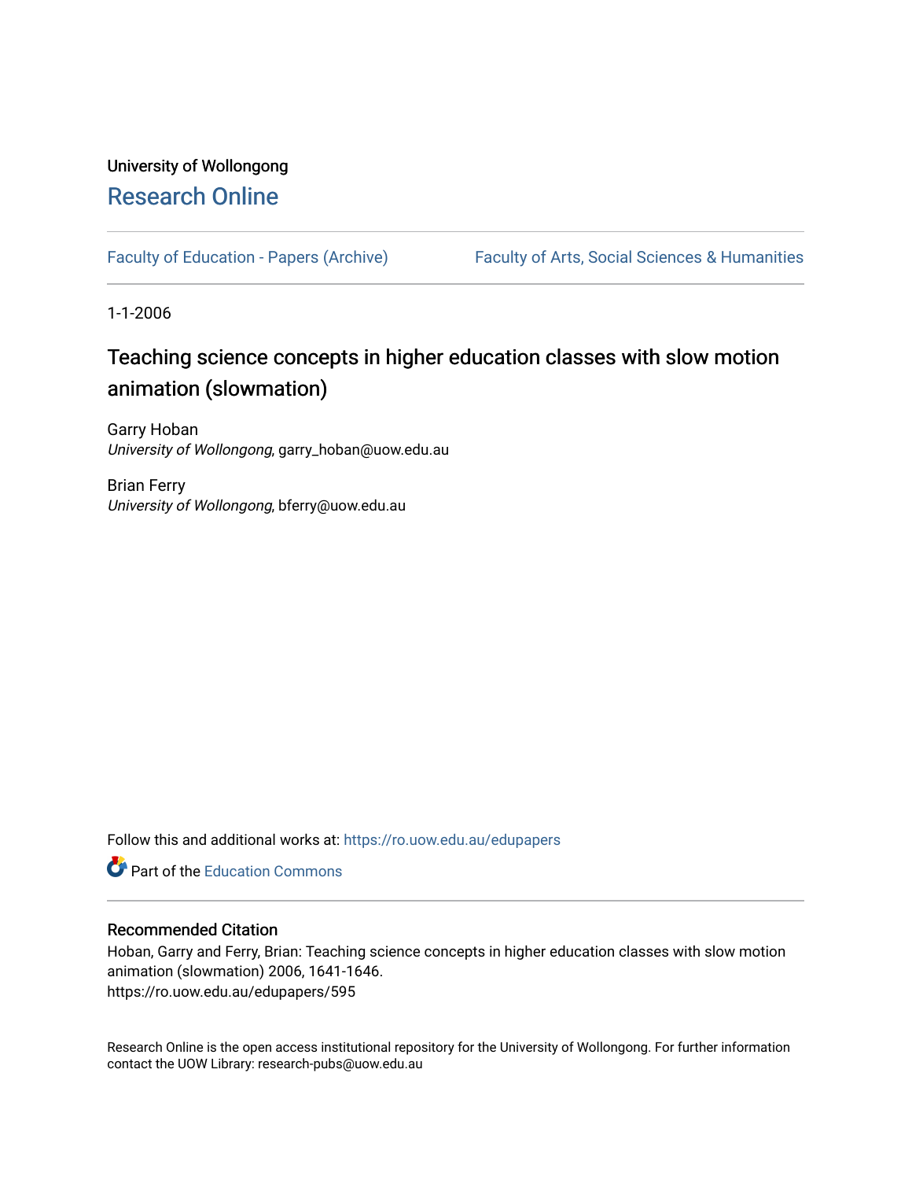University of Wollongong

# Research Online

Faculty of Education - Papers (Archive) Faculty of Arts, Social Sciences & Humanities

1-1-2006

## Teaching science concepts in higher education classes with slow motion animation (slowmation)

Garry Hoban
*University of Wollongong*, garry_hoban@uow.edu.au

Brian Ferry
*University of Wollongong*, bferry@uow.edu.au

Follow this and additional works at: https://ro.uow.edu.au/edupapers

Part of the Education Commons

### Recommended Citation

Hoban, Garry and Ferry, Brian: Teaching science concepts in higher education classes with slow motion animation (slowmation) 2006, 1641-1646.
https://ro.uow.edu.au/edupapers/595

Research Online is the open access institutional repository for the University of Wollongong. For further information contact the UOW Library: research-pubs@uow.edu.au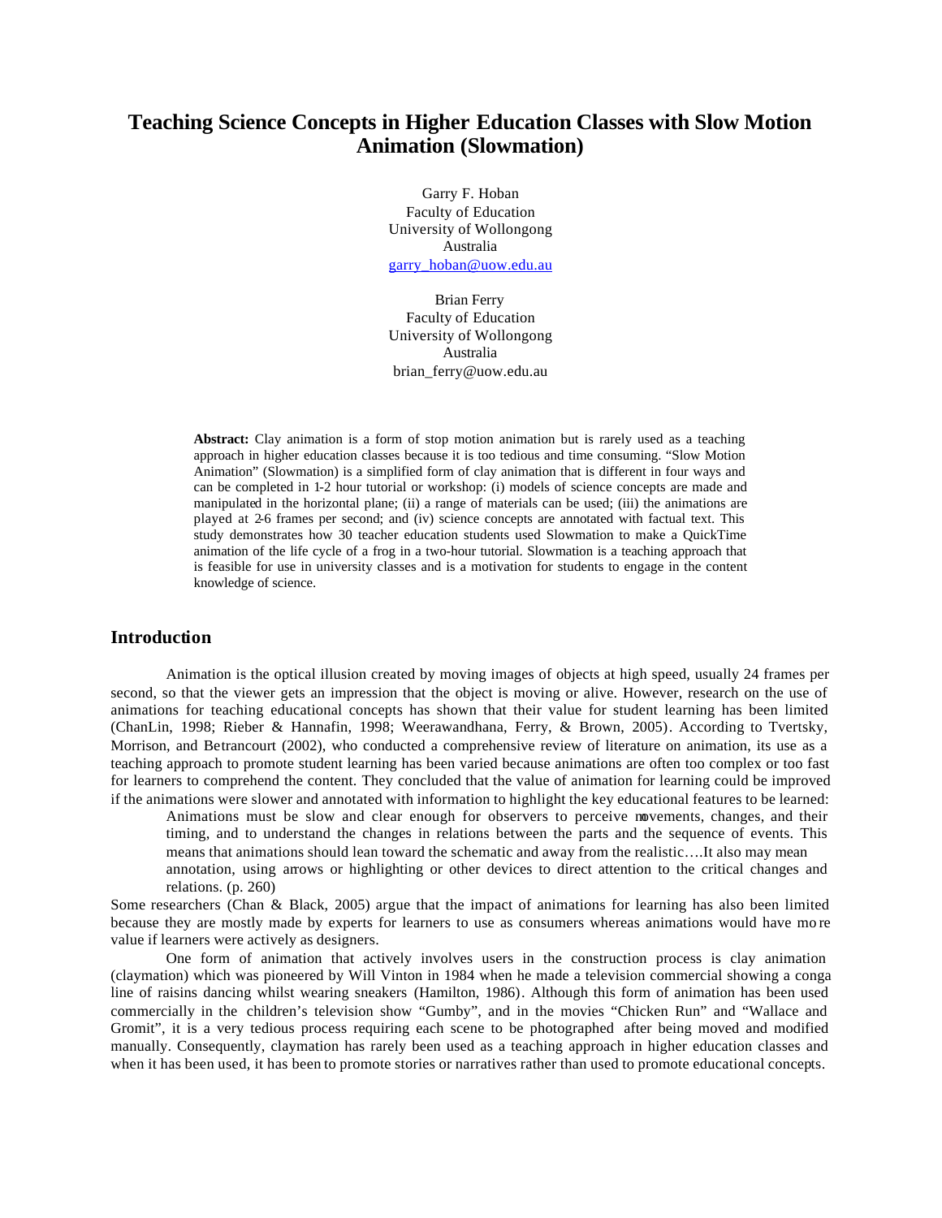# Teaching Science Concepts in Higher Education Classes with Slow Motion Animation (Slowmation)

Garry F. Hoban
Faculty of Education
University of Wollongong
Australia
garry_hoban@uow.edu.au

Brian Ferry
Faculty of Education
University of Wollongong
Australia
brian_ferry@uow.edu.au

**Abstract:** Clay animation is a form of stop motion animation but is rarely used as a teaching approach in higher education classes because it is too tedious and time consuming. "Slow Motion Animation" (Slowmation) is a simplified form of clay animation that is different in four ways and can be completed in 1-2 hour tutorial or workshop: (i) models of science concepts are made and manipulated in the horizontal plane; (ii) a range of materials can be used; (iii) the animations are played at 2-6 frames per second; and (iv) science concepts are annotated with factual text. This study demonstrates how 30 teacher education students used Slowmation to make a QuickTime animation of the life cycle of a frog in a two-hour tutorial. Slowmation is a teaching approach that is feasible for use in university classes and is a motivation for students to engage in the content knowledge of science.

## Introduction

Animation is the optical illusion created by moving images of objects at high speed, usually 24 frames per second, so that the viewer gets an impression that the object is moving or alive. However, research on the use of animations for teaching educational concepts has shown that their value for student learning has been limited (ChanLin, 1998; Rieber & Hannafin, 1998; Weerawandhana, Ferry, & Brown, 2005). According to Tvertsky, Morrison, and Betrancourt (2002), who conducted a comprehensive review of literature on animation, its use as a teaching approach to promote student learning has been varied because animations are often too complex or too fast for learners to comprehend the content. They concluded that the value of animation for learning could be improved if the animations were slower and annotated with information to highlight the key educational features to be learned:

> Animations must be slow and clear enough for observers to perceive movements, changes, and their timing, and to understand the changes in relations between the parts and the sequence of events. This means that animations should lean toward the schematic and away from the realistic….It also may mean annotation, using arrows or highlighting or other devices to direct attention to the critical changes and relations. (p. 260)

Some researchers (Chan & Black, 2005) argue that the impact of animations for learning has also been limited because they are mostly made by experts for learners to use as consumers whereas animations would have more value if learners were actively as designers.

One form of animation that actively involves users in the construction process is clay animation (claymation) which was pioneered by Will Vinton in 1984 when he made a television commercial showing a conga line of raisins dancing whilst wearing sneakers (Hamilton, 1986). Although this form of animation has been used commercially in the children's television show "Gumby", and in the movies "Chicken Run" and "Wallace and Gromit", it is a very tedious process requiring each scene to be photographed after being moved and modified manually. Consequently, claymation has rarely been used as a teaching approach in higher education classes and when it has been used, it has been to promote stories or narratives rather than used to promote educational concepts.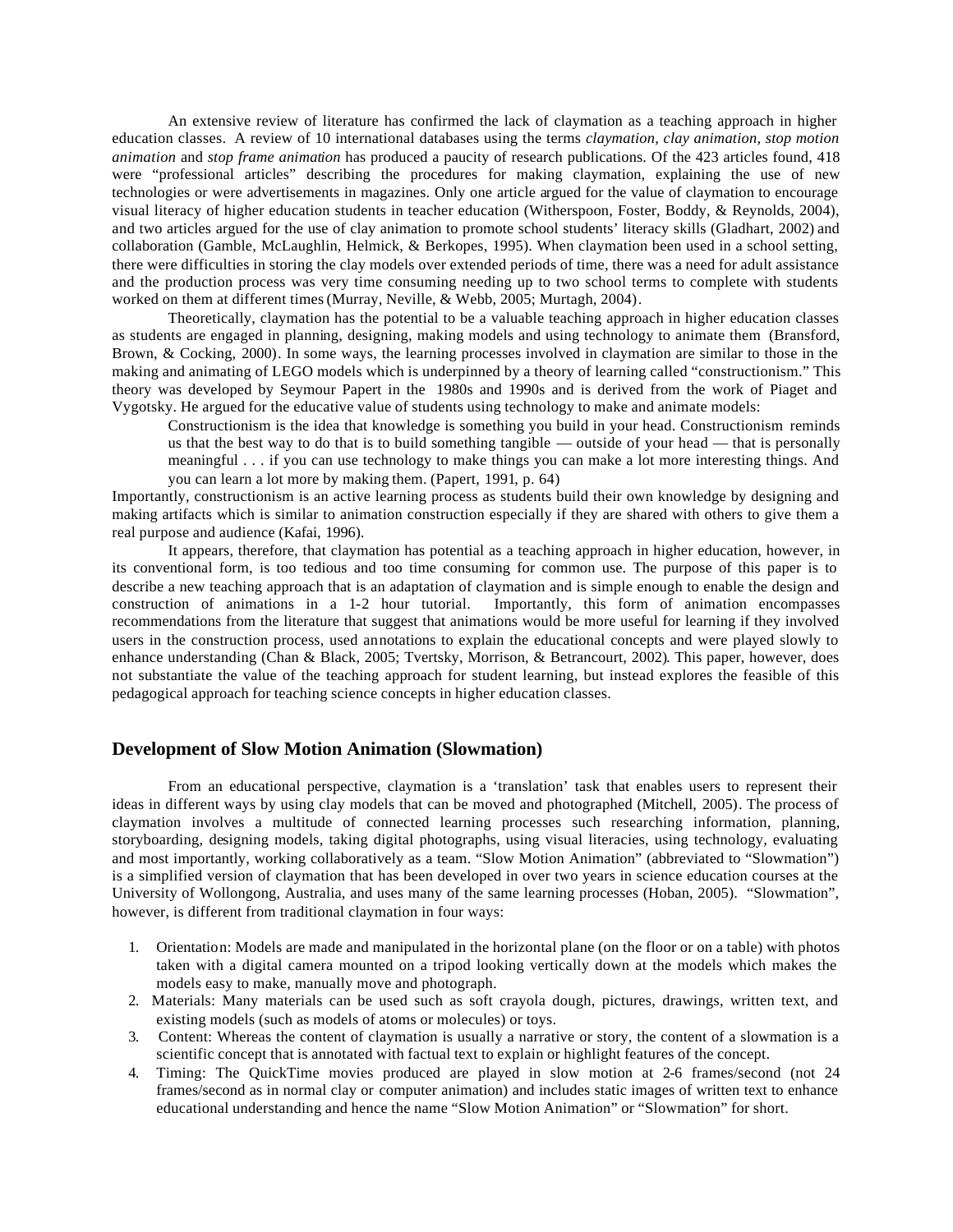An extensive review of literature has confirmed the lack of claymation as a teaching approach in higher education classes. A review of 10 international databases using the terms *claymation, clay animation, stop motion animation* and *stop frame animation* has produced a paucity of research publications. Of the 423 articles found, 418 were "professional articles" describing the procedures for making claymation, explaining the use of new technologies or were advertisements in magazines. Only one article argued for the value of claymation to encourage visual literacy of higher education students in teacher education (Witherspoon, Foster, Boddy, & Reynolds, 2004), and two articles argued for the use of clay animation to promote school students' literacy skills (Gladhart, 2002) and collaboration (Gamble, McLaughlin, Helmick, & Berkopes, 1995). When claymation been used in a school setting, there were difficulties in storing the clay models over extended periods of time, there was a need for adult assistance and the production process was very time consuming needing up to two school terms to complete with students worked on them at different times (Murray, Neville, & Webb, 2005; Murtagh, 2004).

Theoretically, claymation has the potential to be a valuable teaching approach in higher education classes as students are engaged in planning, designing, making models and using technology to animate them (Bransford, Brown, & Cocking, 2000). In some ways, the learning processes involved in claymation are similar to those in the making and animating of LEGO models which is underpinned by a theory of learning called "constructionism." This theory was developed by Seymour Papert in the 1980s and 1990s and is derived from the work of Piaget and Vygotsky. He argued for the educative value of students using technology to make and animate models:

> Constructionism is the idea that knowledge is something you build in your head. Constructionism reminds us that the best way to do that is to build something tangible — outside of your head — that is personally meaningful . . . if you can use technology to make things you can make a lot more interesting things. And you can learn a lot more by making them. (Papert, 1991, p. 64)

Importantly, constructionism is an active learning process as students build their own knowledge by designing and making artifacts which is similar to animation construction especially if they are shared with others to give them a real purpose and audience (Kafai, 1996).

It appears, therefore, that claymation has potential as a teaching approach in higher education, however, in its conventional form, is too tedious and too time consuming for common use. The purpose of this paper is to describe a new teaching approach that is an adaptation of claymation and is simple enough to enable the design and construction of animations in a 1-2 hour tutorial. Importantly, this form of animation encompasses recommendations from the literature that suggest that animations would be more useful for learning if they involved users in the construction process, used annotations to explain the educational concepts and were played slowly to enhance understanding (Chan & Black, 2005; Tvertsky, Morrison, & Betrancourt, 2002). This paper, however, does not substantiate the value of the teaching approach for student learning, but instead explores the feasible of this pedagogical approach for teaching science concepts in higher education classes.

## Development of Slow Motion Animation (Slowmation)

From an educational perspective, claymation is a 'translation' task that enables users to represent their ideas in different ways by using clay models that can be moved and photographed (Mitchell, 2005). The process of claymation involves a multitude of connected learning processes such researching information, planning, storyboarding, designing models, taking digital photographs, using visual literacies, using technology, evaluating and most importantly, working collaboratively as a team. "Slow Motion Animation" (abbreviated to "Slowmation") is a simplified version of claymation that has been developed in over two years in science education courses at the University of Wollongong, Australia, and uses many of the same learning processes (Hoban, 2005). "Slowmation", however, is different from traditional claymation in four ways:

1. Orientation: Models are made and manipulated in the horizontal plane (on the floor or on a table) with photos taken with a digital camera mounted on a tripod looking vertically down at the models which makes the models easy to make, manually move and photograph.
2. Materials: Many materials can be used such as soft crayola dough, pictures, drawings, written text, and existing models (such as models of atoms or molecules) or toys.
3. Content: Whereas the content of claymation is usually a narrative or story, the content of a slowmation is a scientific concept that is annotated with factual text to explain or highlight features of the concept.
4. Timing: The QuickTime movies produced are played in slow motion at 2-6 frames/second (not 24 frames/second as in normal clay or computer animation) and includes static images of written text to enhance educational understanding and hence the name "Slow Motion Animation" or "Slowmation" for short.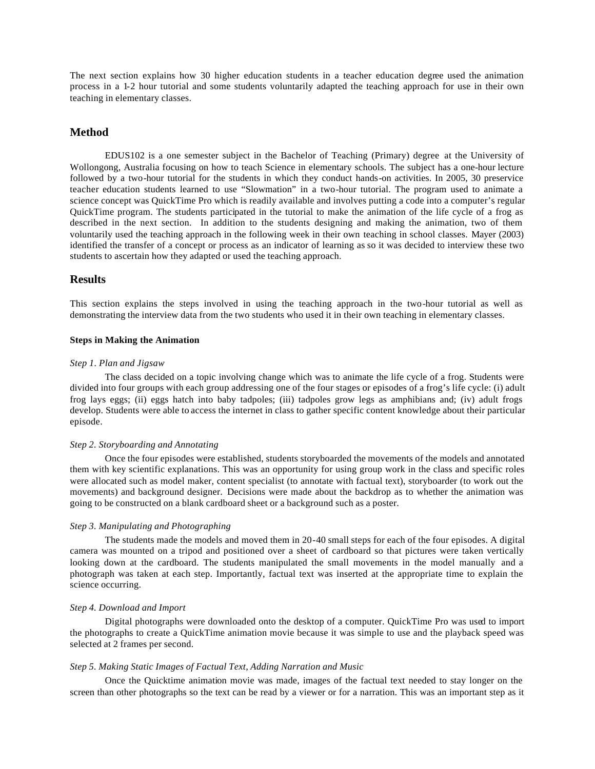The next section explains how 30 higher education students in a teacher education degree used the animation process in a 1-2 hour tutorial and some students voluntarily adapted the teaching approach for use in their own teaching in elementary classes.

## Method

EDUS102 is a one semester subject in the Bachelor of Teaching (Primary) degree at the University of Wollongong, Australia focusing on how to teach Science in elementary schools. The subject has a one-hour lecture followed by a two-hour tutorial for the students in which they conduct hands-on activities. In 2005, 30 preservice teacher education students learned to use "Slowmation" in a two-hour tutorial. The program used to animate a science concept was QuickTime Pro which is readily available and involves putting a code into a computer's regular QuickTime program. The students participated in the tutorial to make the animation of the life cycle of a frog as described in the next section. In addition to the students designing and making the animation, two of them voluntarily used the teaching approach in the following week in their own teaching in school classes. Mayer (2003) identified the transfer of a concept or process as an indicator of learning as so it was decided to interview these two students to ascertain how they adapted or used the teaching approach.

## Results

This section explains the steps involved in using the teaching approach in the two-hour tutorial as well as demonstrating the interview data from the two students who used it in their own teaching in elementary classes.

### Steps in Making the Animation

*Step 1. Plan and Jigsaw*

The class decided on a topic involving change which was to animate the life cycle of a frog. Students were divided into four groups with each group addressing one of the four stages or episodes of a frog's life cycle: (i) adult frog lays eggs; (ii) eggs hatch into baby tadpoles; (iii) tadpoles grow legs as amphibians and; (iv) adult frogs develop. Students were able to access the internet in class to gather specific content knowledge about their particular episode.

*Step 2. Storyboarding and Annotating*

Once the four episodes were established, students storyboarded the movements of the models and annotated them with key scientific explanations. This was an opportunity for using group work in the class and specific roles were allocated such as model maker, content specialist (to annotate with factual text), storyboarder (to work out the movements) and background designer. Decisions were made about the backdrop as to whether the animation was going to be constructed on a blank cardboard sheet or a background such as a poster.

*Step 3. Manipulating and Photographing*

The students made the models and moved them in 20-40 small steps for each of the four episodes. A digital camera was mounted on a tripod and positioned over a sheet of cardboard so that pictures were taken vertically looking down at the cardboard. The students manipulated the small movements in the model manually and a photograph was taken at each step. Importantly, factual text was inserted at the appropriate time to explain the science occurring.

*Step 4. Download and Import*

Digital photographs were downloaded onto the desktop of a computer. QuickTime Pro was used to import the photographs to create a QuickTime animation movie because it was simple to use and the playback speed was selected at 2 frames per second.

*Step 5. Making Static Images of Factual Text, Adding Narration and Music*

Once the Quicktime animation movie was made, images of the factual text needed to stay longer on the screen than other photographs so the text can be read by a viewer or for a narration. This was an important step as it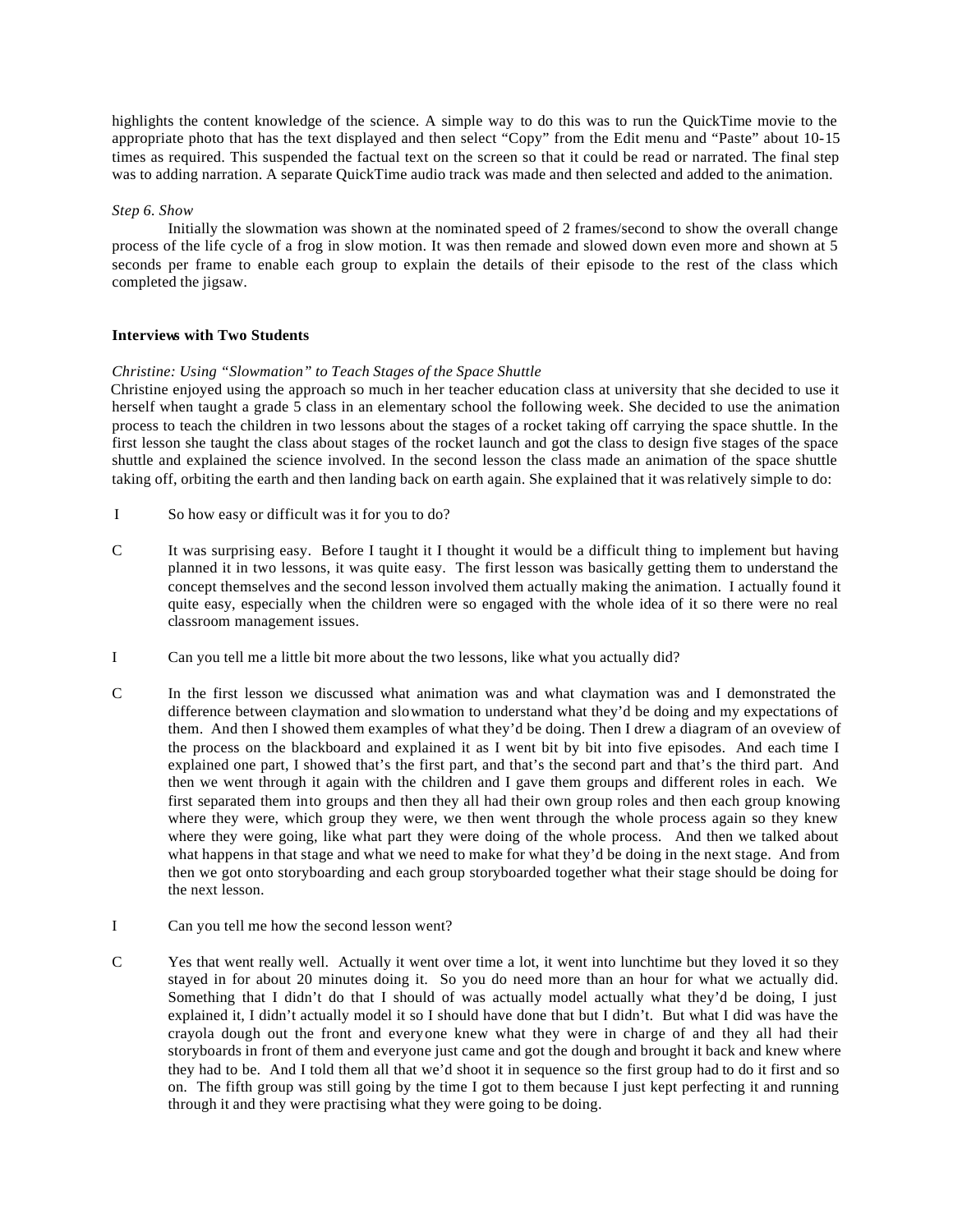highlights the content knowledge of the science. A simple way to do this was to run the QuickTime movie to the appropriate photo that has the text displayed and then select "Copy" from the Edit menu and "Paste" about 10-15 times as required. This suspended the factual text on the screen so that it could be read or narrated. The final step was to adding narration. A separate QuickTime audio track was made and then selected and added to the animation.

*Step 6. Show*

Initially the slowmation was shown at the nominated speed of 2 frames/second to show the overall change process of the life cycle of a frog in slow motion. It was then remade and slowed down even more and shown at 5 seconds per frame to enable each group to explain the details of their episode to the rest of the class which completed the jigsaw.

**Interviews with Two Students**

*Christine: Using "Slowmation" to Teach Stages of the Space Shuttle*

Christine enjoyed using the approach so much in her teacher education class at university that she decided to use it herself when taught a grade 5 class in an elementary school the following week. She decided to use the animation process to teach the children in two lessons about the stages of a rocket taking off carrying the space shuttle. In the first lesson she taught the class about stages of the rocket launch and got the class to design five stages of the space shuttle and explained the science involved. In the second lesson the class made an animation of the space shuttle taking off, orbiting the earth and then landing back on earth again. She explained that it was relatively simple to do:

I So how easy or difficult was it for you to do?

C It was surprising easy. Before I taught it I thought it would be a difficult thing to implement but having planned it in two lessons, it was quite easy. The first lesson was basically getting them to understand the concept themselves and the second lesson involved them actually making the animation. I actually found it quite easy, especially when the children were so engaged with the whole idea of it so there were no real classroom management issues.

I Can you tell me a little bit more about the two lessons, like what you actually did?

C In the first lesson we discussed what animation was and what claymation was and I demonstrated the difference between claymation and slowmation to understand what they'd be doing and my expectations of them. And then I showed them examples of what they'd be doing. Then I drew a diagram of an oveview of the process on the blackboard and explained it as I went bit by bit into five episodes. And each time I explained one part, I showed that's the first part, and that's the second part and that's the third part. And then we went through it again with the children and I gave them groups and different roles in each. We first separated them into groups and then they all had their own group roles and then each group knowing where they were, which group they were, we then went through the whole process again so they knew where they were going, like what part they were doing of the whole process. And then we talked about what happens in that stage and what we need to make for what they'd be doing in the next stage. And from then we got onto storyboarding and each group storyboarded together what their stage should be doing for the next lesson.

I Can you tell me how the second lesson went?

C Yes that went really well. Actually it went over time a lot, it went into lunchtime but they loved it so they stayed in for about 20 minutes doing it. So you do need more than an hour for what we actually did. Something that I didn't do that I should of was actually model actually what they'd be doing, I just explained it, I didn't actually model it so I should have done that but I didn't. But what I did was have the crayola dough out the front and everyone knew what they were in charge of and they all had their storyboards in front of them and everyone just came and got the dough and brought it back and knew where they had to be. And I told them all that we'd shoot it in sequence so the first group had to do it first and so on. The fifth group was still going by the time I got to them because I just kept perfecting it and running through it and they were practising what they were going to be doing.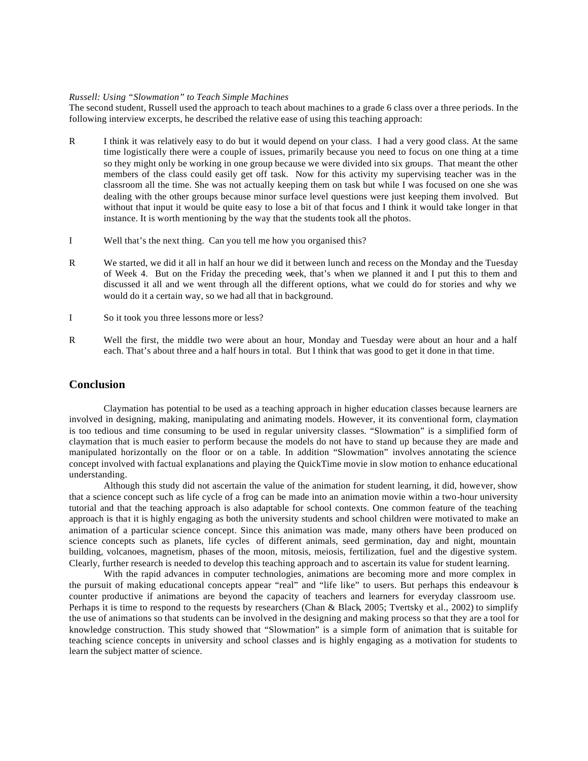*Russell: Using "Slowmation" to Teach Simple Machines*

The second student, Russell used the approach to teach about machines to a grade 6 class over a three periods. In the following interview excerpts, he described the relative ease of using this teaching approach:

R I think it was relatively easy to do but it would depend on your class. I had a very good class. At the same time logistically there were a couple of issues, primarily because you need to focus on one thing at a time so they might only be working in one group because we were divided into six groups. That meant the other members of the class could easily get off task. Now for this activity my supervising teacher was in the classroom all the time. She was not actually keeping them on task but while I was focused on one she was dealing with the other groups because minor surface level questions were just keeping them involved. But without that input it would be quite easy to lose a bit of that focus and I think it would take longer in that instance. It is worth mentioning by the way that the students took all the photos.

I Well that's the next thing. Can you tell me how you organised this?

R We started, we did it all in half an hour we did it between lunch and recess on the Monday and the Tuesday of Week 4. But on the Friday the preceding week, that's when we planned it and I put this to them and discussed it all and we went through all the different options, what we could do for stories and why we would do it a certain way, so we had all that in background.

I So it took you three lessons more or less?

R Well the first, the middle two were about an hour, Monday and Tuesday were about an hour and a half each. That's about three and a half hours in total. But I think that was good to get it done in that time.

## Conclusion

Claymation has potential to be used as a teaching approach in higher education classes because learners are involved in designing, making, manipulating and animating models. However, it its conventional form, claymation is too tedious and time consuming to be used in regular university classes. "Slowmation" is a simplified form of claymation that is much easier to perform because the models do not have to stand up because they are made and manipulated horizontally on the floor or on a table. In addition "Slowmation" involves annotating the science concept involved with factual explanations and playing the QuickTime movie in slow motion to enhance educational understanding.

Although this study did not ascertain the value of the animation for student learning, it did, however, show that a science concept such as life cycle of a frog can be made into an animation movie within a two-hour university tutorial and that the teaching approach is also adaptable for school contexts. One common feature of the teaching approach is that it is highly engaging as both the university students and school children were motivated to make an animation of a particular science concept. Since this animation was made, many others have been produced on science concepts such as planets, life cycles of different animals, seed germination, day and night, mountain building, volcanoes, magnetism, phases of the moon, mitosis, meiosis, fertilization, fuel and the digestive system. Clearly, further research is needed to develop this teaching approach and to ascertain its value for student learning.

With the rapid advances in computer technologies, animations are becoming more and more complex in the pursuit of making educational concepts appear "real" and "life like" to users. But perhaps this endeavour is counter productive if animations are beyond the capacity of teachers and learners for everyday classroom use. Perhaps it is time to respond to the requests by researchers (Chan & Black, 2005; Tvertsky et al., 2002) to simplify the use of animations so that students can be involved in the designing and making process so that they are a tool for knowledge construction. This study showed that "Slowmation" is a simple form of animation that is suitable for teaching science concepts in university and school classes and is highly engaging as a motivation for students to learn the subject matter of science.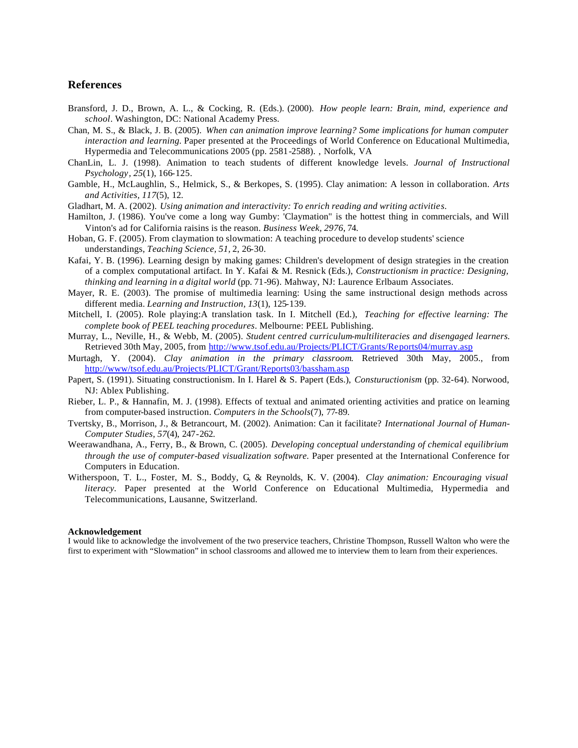## References

Bransford, J. D., Brown, A. L., & Cocking, R. (Eds.). (2000). *How people learn: Brain, mind, experience and school*. Washington, DC: National Academy Press.

Chan, M. S., & Black, J. B. (2005). *When can animation improve learning? Some implications for human computer interaction and learning.* Paper presented at the Proceedings of World Conference on Educational Multimedia, Hypermedia and Telecommunications 2005 (pp. 2581-2588). , Norfolk, VA

ChanLin, L. J. (1998). Animation to teach students of different knowledge levels. *Journal of Instructional Psychology, 25*(1), 166-125.

Gamble, H., McLaughlin, S., Helmick, S., & Berkopes, S. (1995). Clay animation: A lesson in collaboration. *Arts and Activities, 117*(5), 12.

Gladhart, M. A. (2002). *Using animation and interactivity: To enrich reading and writing activities.*

Hamilton, J. (1986). You've come a long way Gumby: 'Claymation" is the hottest thing in commercials, and Will Vinton's ad for California raisins is the reason. *Business Week, 2976*, 74.

Hoban, G. F. (2005). From claymation to slowmation: A teaching procedure to develop students' science understandings, *Teaching Science, 51*, 2, 26-30.

Kafai, Y. B. (1996). Learning design by making games: Children's development of design strategies in the creation of a complex computational artifact. In Y. Kafai & M. Resnick (Eds.), *Constructionism in practice: Designing, thinking and learning in a digital world* (pp. 71-96). Mahway, NJ: Laurence Erlbaum Associates.

Mayer, R. E. (2003). The promise of multimedia learning: Using the same instructional design methods across different media. *Learning and Instruction, 13*(1), 125-139.

Mitchell, I. (2005). Role playing:A translation task. In I. Mitchell (Ed.), *Teaching for effective learning: The complete book of PEEL teaching procedures*. Melbourne: PEEL Publishing.

Murray, L., Neville, H., & Webb, M. (2005). *Student centred curriculum-multiliteracies and disengaged learners.* Retrieved 30th May, 2005, from http://www.tsof.edu.au/Projects/PLICT/Grants/Reports04/murray.asp

Murtagh, Y. (2004). *Clay animation in the primary classroom*. Retrieved 30th May, 2005., from http://www/tsof.edu.au/Projects/PLICT/Grant/Reports03/bassham.asp

Papert, S. (1991). Situating constructionism. In I. Harel & S. Papert (Eds.), *Constuructionism* (pp. 32-64). Norwood, NJ: Ablex Publishing.

Rieber, L. P., & Hannafin, M. J. (1998). Effects of textual and animated orienting activities and pratice on learning from computer-based instruction. *Computers in the Schools*(7), 77-89.

Tvertsky, B., Morrison, J., & Betrancourt, M. (2002). Animation: Can it facilitate? *International Journal of Human-Computer Studies, 57*(4), 247-262.

Weerawandhana, A., Ferry, B., & Brown, C. (2005). *Developing conceptual understanding of chemical equilibrium through the use of computer-based visualization software.* Paper presented at the International Conference for Computers in Education.

Witherspoon, T. L., Foster, M. S., Boddy, G, & Reynolds, K. V. (2004). *Clay animation: Encouraging visual literacy.* Paper presented at the World Conference on Educational Multimedia, Hypermedia and Telecommunications, Lausanne, Switzerland.

**Acknowledgement**

I would like to acknowledge the involvement of the two preservice teachers, Christine Thompson, Russell Walton who were the first to experiment with "Slowmation" in school classrooms and allowed me to interview them to learn from their experiences.